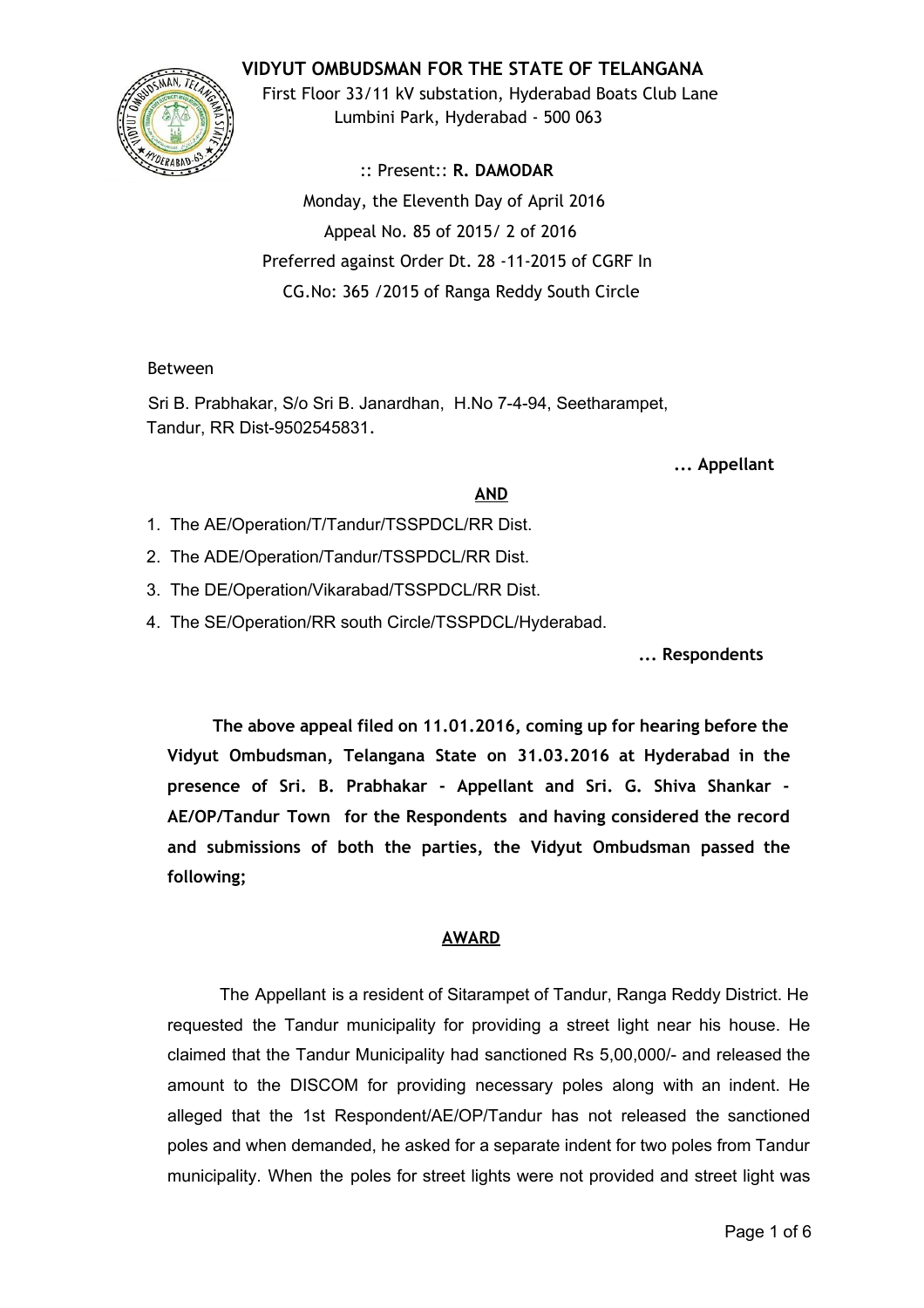# VIDYUT OMBUDSMAN FOR THE STATE OF TELANGANA

First Floor 33/11 kV substation, Hyderabad Boats Club Lane
Lumbini Park, Hyderabad - 500 063

:: Present:: **R. DAMODAR**

Monday, the Eleventh Day of April 2016

Appeal No. 85 of 2015/ 2 of 2016

Preferred against Order Dt. 28 -11-2015 of CGRF In

CG.No: 365 /2015 of Ranga Reddy South Circle

Between

Sri B. Prabhakar, S/o Sri B. Janardhan, H.No 7-4-94, Seetharampet, Tandur, RR Dist-9502545831.

**... Appellant**

**AND**

1. The AE/Operation/T/Tandur/TSSPDCL/RR Dist.
2. The ADE/Operation/Tandur/TSSPDCL/RR Dist.
3. The DE/Operation/Vikarabad/TSSPDCL/RR Dist.
4. The SE/Operation/RR south Circle/TSSPDCL/Hyderabad.

**... Respondents**

**The above appeal filed on 11.01.2016, coming up for hearing before the Vidyut Ombudsman, Telangana State on 31.03.2016 at Hyderabad in the presence of Sri. B. Prabhakar - Appellant and Sri. G. Shiva Shankar - AE/OP/Tandur Town for the Respondents and having considered the record and submissions of both the parties, the Vidyut Ombudsman passed the following;**

## AWARD

The Appellant is a resident of Sitarampet of Tandur, Ranga Reddy District. He requested the Tandur municipality for providing a street light near his house. He claimed that the Tandur Municipality had sanctioned Rs 5,00,000/- and released the amount to the DISCOM for providing necessary poles along with an indent. He alleged that the 1st Respondent/AE/OP/Tandur has not released the sanctioned poles and when demanded, he asked for a separate indent for two poles from Tandur municipality. When the poles for street lights were not provided and street light was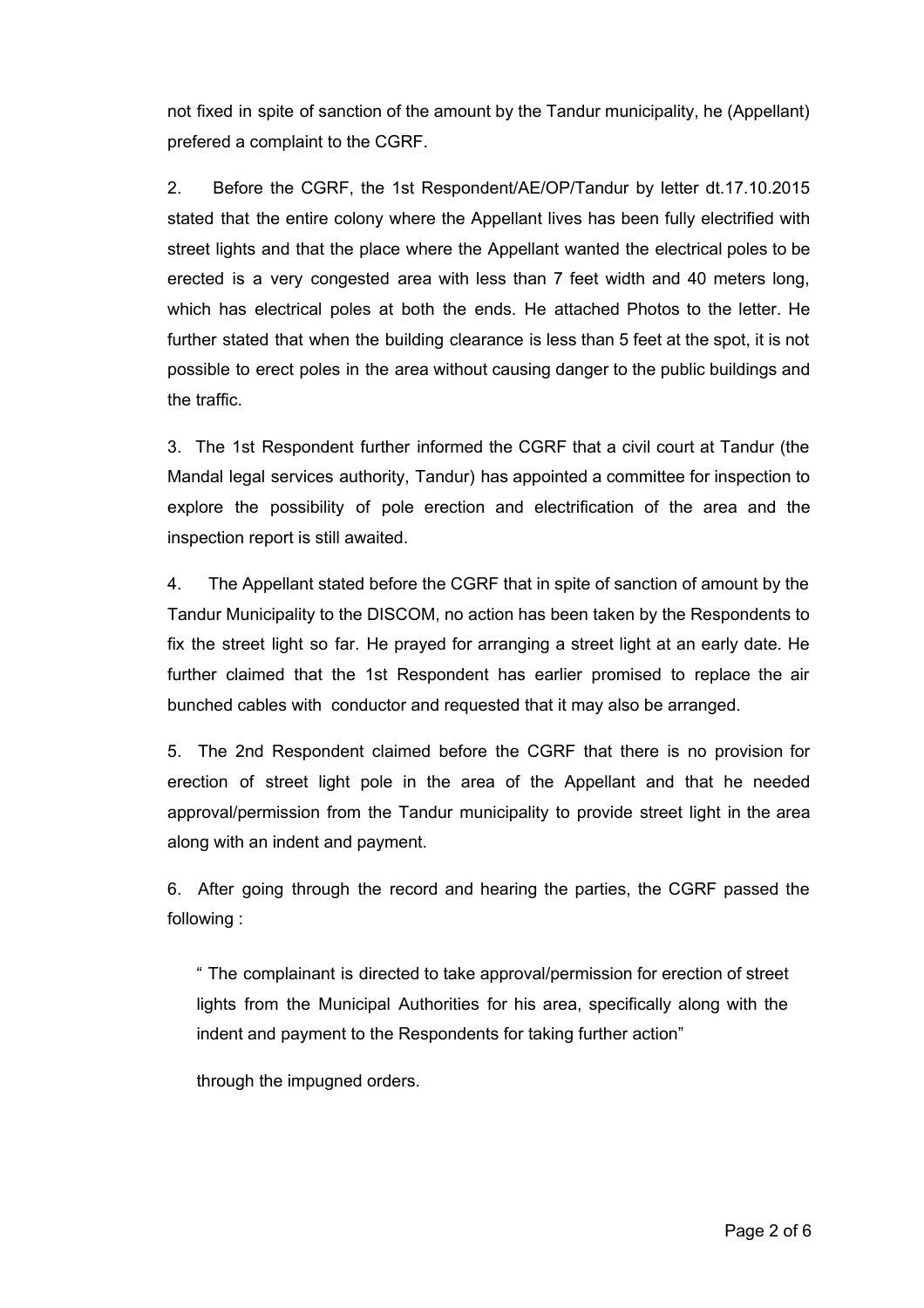not fixed in spite of sanction of the amount by the Tandur municipality, he (Appellant) prefered a complaint to the CGRF.

2. Before the CGRF, the 1st Respondent/AE/OP/Tandur by letter dt.17.10.2015 stated that the entire colony where the Appellant lives has been fully electrified with street lights and that the place where the Appellant wanted the electrical poles to be erected is a very congested area with less than 7 feet width and 40 meters long, which has electrical poles at both the ends. He attached Photos to the letter. He further stated that when the building clearance is less than 5 feet at the spot, it is not possible to erect poles in the area without causing danger to the public buildings and the traffic.

3. The 1st Respondent further informed the CGRF that a civil court at Tandur (the Mandal legal services authority, Tandur) has appointed a committee for inspection to explore the possibility of pole erection and electrification of the area and the inspection report is still awaited.

4. The Appellant stated before the CGRF that in spite of sanction of amount by the Tandur Municipality to the DISCOM, no action has been taken by the Respondents to fix the street light so far. He prayed for arranging a street light at an early date. He further claimed that the 1st Respondent has earlier promised to replace the air bunched cables with conductor and requested that it may also be arranged.

5. The 2nd Respondent claimed before the CGRF that there is no provision for erection of street light pole in the area of the Appellant and that he needed approval/permission from the Tandur municipality to provide street light in the area along with an indent and payment.

6. After going through the record and hearing the parties, the CGRF passed the following :

> " The complainant is directed to take approval/permission for erection of street lights from the Municipal Authorities for his area, specifically along with the indent and payment to the Respondents for taking further action"

through the impugned orders.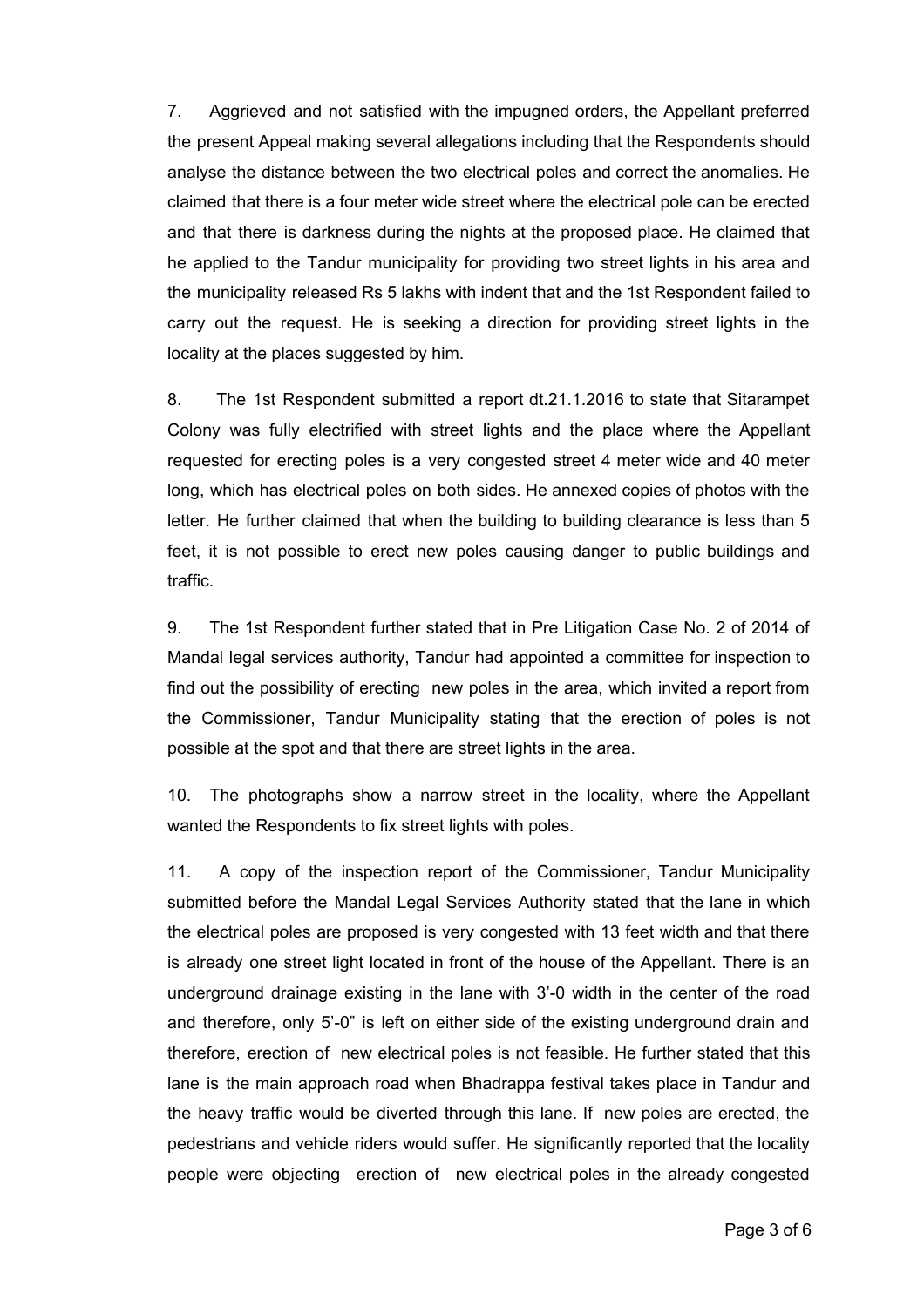7. Aggrieved and not satisfied with the impugned orders, the Appellant preferred the present Appeal making several allegations including that the Respondents should analyse the distance between the two electrical poles and correct the anomalies. He claimed that there is a four meter wide street where the electrical pole can be erected and that there is darkness during the nights at the proposed place. He claimed that he applied to the Tandur municipality for providing two street lights in his area and the municipality released Rs 5 lakhs with indent that and the 1st Respondent failed to carry out the request. He is seeking a direction for providing street lights in the locality at the places suggested by him.

8. The 1st Respondent submitted a report dt.21.1.2016 to state that Sitarampet Colony was fully electrified with street lights and the place where the Appellant requested for erecting poles is a very congested street 4 meter wide and 40 meter long, which has electrical poles on both sides. He annexed copies of photos with the letter. He further claimed that when the building to building clearance is less than 5 feet, it is not possible to erect new poles causing danger to public buildings and traffic.

9. The 1st Respondent further stated that in Pre Litigation Case No. 2 of 2014 of Mandal legal services authority, Tandur had appointed a committee for inspection to find out the possibility of erecting new poles in the area, which invited a report from the Commissioner, Tandur Municipality stating that the erection of poles is not possible at the spot and that there are street lights in the area.

10. The photographs show a narrow street in the locality, where the Appellant wanted the Respondents to fix street lights with poles.

11. A copy of the inspection report of the Commissioner, Tandur Municipality submitted before the Mandal Legal Services Authority stated that the lane in which the electrical poles are proposed is very congested with 13 feet width and that there is already one street light located in front of the house of the Appellant. There is an underground drainage existing in the lane with 3'-0 width in the center of the road and therefore, only 5'-0" is left on either side of the existing underground drain and therefore, erection of new electrical poles is not feasible. He further stated that this lane is the main approach road when Bhadrappa festival takes place in Tandur and the heavy traffic would be diverted through this lane. If new poles are erected, the pedestrians and vehicle riders would suffer. He significantly reported that the locality people were objecting erection of new electrical poles in the already congested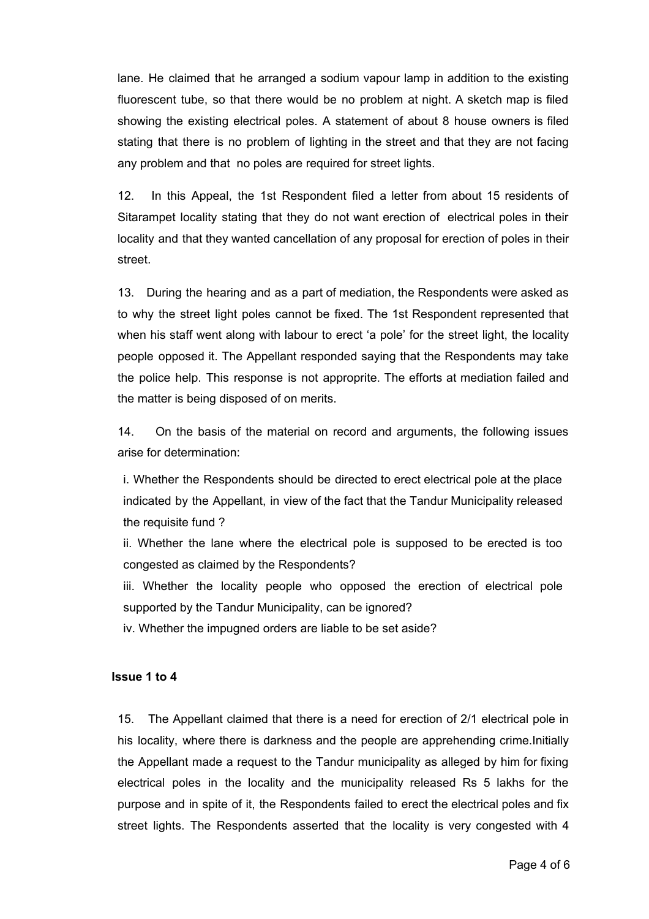lane. He claimed that he arranged a sodium vapour lamp in addition to the existing fluorescent tube, so that there would be no problem at night. A sketch map is filed showing the existing electrical poles. A statement of about 8 house owners is filed stating that there is no problem of lighting in the street and that they are not facing any problem and that no poles are required for street lights.

12. In this Appeal, the 1st Respondent filed a letter from about 15 residents of Sitarampet locality stating that they do not want erection of electrical poles in their locality and that they wanted cancellation of any proposal for erection of poles in their street.

13. During the hearing and as a part of mediation, the Respondents were asked as to why the street light poles cannot be fixed. The 1st Respondent represented that when his staff went along with labour to erect 'a pole' for the street light, the locality people opposed it. The Appellant responded saying that the Respondents may take the police help. This response is not approprite. The efforts at mediation failed and the matter is being disposed of on merits.

14. On the basis of the material on record and arguments, the following issues arise for determination:

i. Whether the Respondents should be directed to erect electrical pole at the place indicated by the Appellant, in view of the fact that the Tandur Municipality released the requisite fund ?

ii. Whether the lane where the electrical pole is supposed to be erected is too congested as claimed by the Respondents?

iii. Whether the locality people who opposed the erection of electrical pole supported by the Tandur Municipality, can be ignored?

iv. Whether the impugned orders are liable to be set aside?

**Issue 1 to 4**

15. The Appellant claimed that there is a need for erection of 2/1 electrical pole in his locality, where there is darkness and the people are apprehending crime.Initially the Appellant made a request to the Tandur municipality as alleged by him for fixing electrical poles in the locality and the municipality released Rs 5 lakhs for the purpose and in spite of it, the Respondents failed to erect the electrical poles and fix street lights. The Respondents asserted that the locality is very congested with 4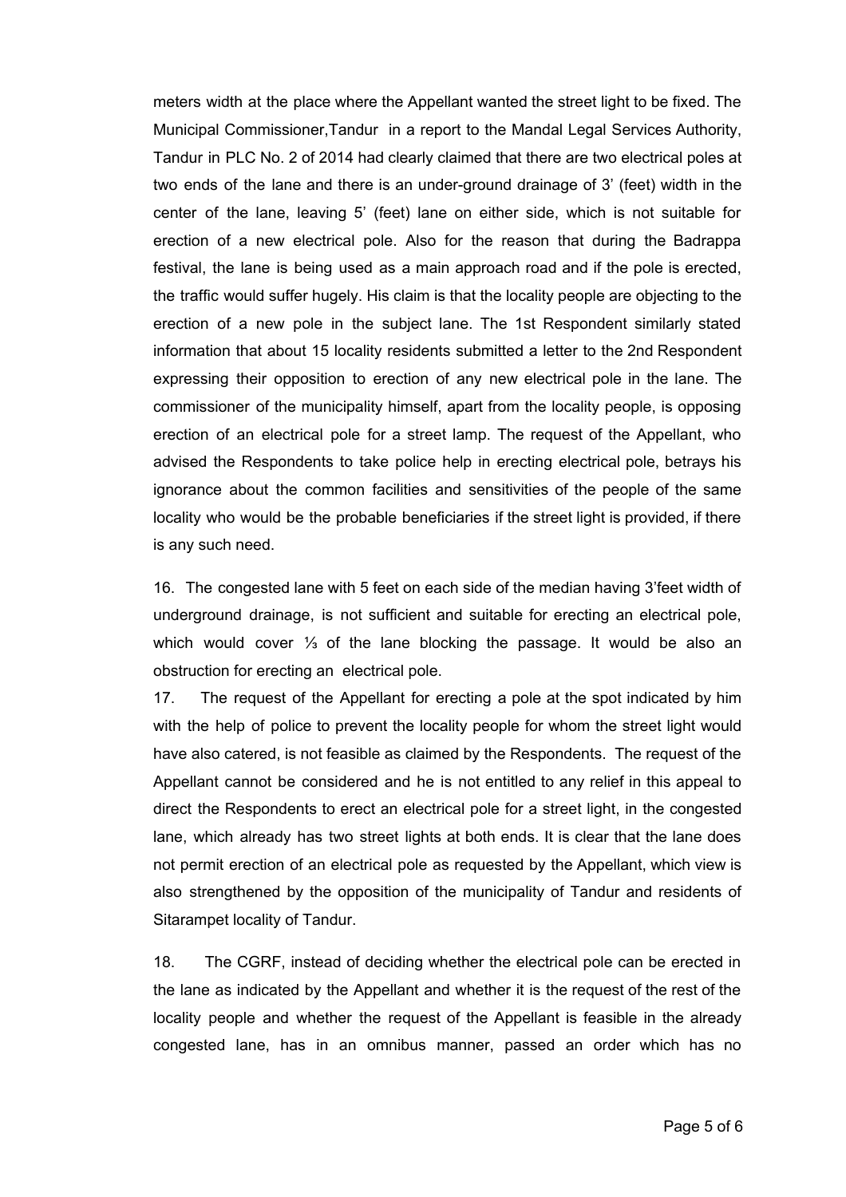meters width at the place where the Appellant wanted the street light to be fixed. The Municipal Commissioner,Tandur in a report to the Mandal Legal Services Authority, Tandur in PLC No. 2 of 2014 had clearly claimed that there are two electrical poles at two ends of the lane and there is an under-ground drainage of 3' (feet) width in the center of the lane, leaving 5' (feet) lane on either side, which is not suitable for erection of a new electrical pole. Also for the reason that during the Badrappa festival, the lane is being used as a main approach road and if the pole is erected, the traffic would suffer hugely. His claim is that the locality people are objecting to the erection of a new pole in the subject lane. The 1st Respondent similarly stated information that about 15 locality residents submitted a letter to the 2nd Respondent expressing their opposition to erection of any new electrical pole in the lane. The commissioner of the municipality himself, apart from the locality people, is opposing erection of an electrical pole for a street lamp. The request of the Appellant, who advised the Respondents to take police help in erecting electrical pole, betrays his ignorance about the common facilities and sensitivities of the people of the same locality who would be the probable beneficiaries if the street light is provided, if there is any such need.

16. The congested lane with 5 feet on each side of the median having 3'feet width of underground drainage, is not sufficient and suitable for erecting an electrical pole, which would cover ⅓ of the lane blocking the passage. It would be also an obstruction for erecting an electrical pole.

17. The request of the Appellant for erecting a pole at the spot indicated by him with the help of police to prevent the locality people for whom the street light would have also catered, is not feasible as claimed by the Respondents. The request of the Appellant cannot be considered and he is not entitled to any relief in this appeal to direct the Respondents to erect an electrical pole for a street light, in the congested lane, which already has two street lights at both ends. It is clear that the lane does not permit erection of an electrical pole as requested by the Appellant, which view is also strengthened by the opposition of the municipality of Tandur and residents of Sitarampet locality of Tandur.

18. The CGRF, instead of deciding whether the electrical pole can be erected in the lane as indicated by the Appellant and whether it is the request of the rest of the locality people and whether the request of the Appellant is feasible in the already congested lane, has in an omnibus manner, passed an order which has no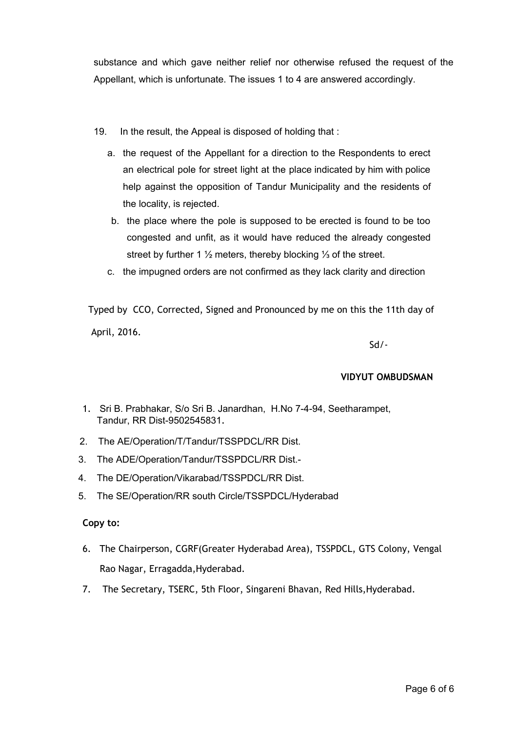substance and which gave neither relief nor otherwise refused the request of the Appellant, which is unfortunate. The issues 1 to 4 are answered accordingly.

19. In the result, the Appeal is disposed of holding that :

a. the request of the Appellant for a direction to the Respondents to erect an electrical pole for street light at the place indicated by him with police help against the opposition of Tandur Municipality and the residents of the locality, is rejected.

b. the place where the pole is supposed to be erected is found to be too congested and unfit, as it would have reduced the already congested street by further 1 ½ meters, thereby blocking ⅓ of the street.

c. the impugned orders are not confirmed as they lack clarity and direction

Typed by CCO, Corrected, Signed and Pronounced by me on this the 11th day of April, 2016.

Sd/-

**VIDYUT OMBUDSMAN**

1. Sri B. Prabhakar, S/o Sri B. Janardhan, H.No 7-4-94, Seetharampet, Tandur, RR Dist-9502545831.
2. The AE/Operation/T/Tandur/TSSPDCL/RR Dist.
3. The ADE/Operation/Tandur/TSSPDCL/RR Dist.-
4. The DE/Operation/Vikarabad/TSSPDCL/RR Dist.
5. The SE/Operation/RR south Circle/TSSPDCL/Hyderabad

**Copy to:**

6. The Chairperson, CGRF(Greater Hyderabad Area), TSSPDCL, GTS Colony, Vengal Rao Nagar, Erragadda,Hyderabad.
7. The Secretary, TSERC, 5th Floor, Singareni Bhavan, Red Hills,Hyderabad.